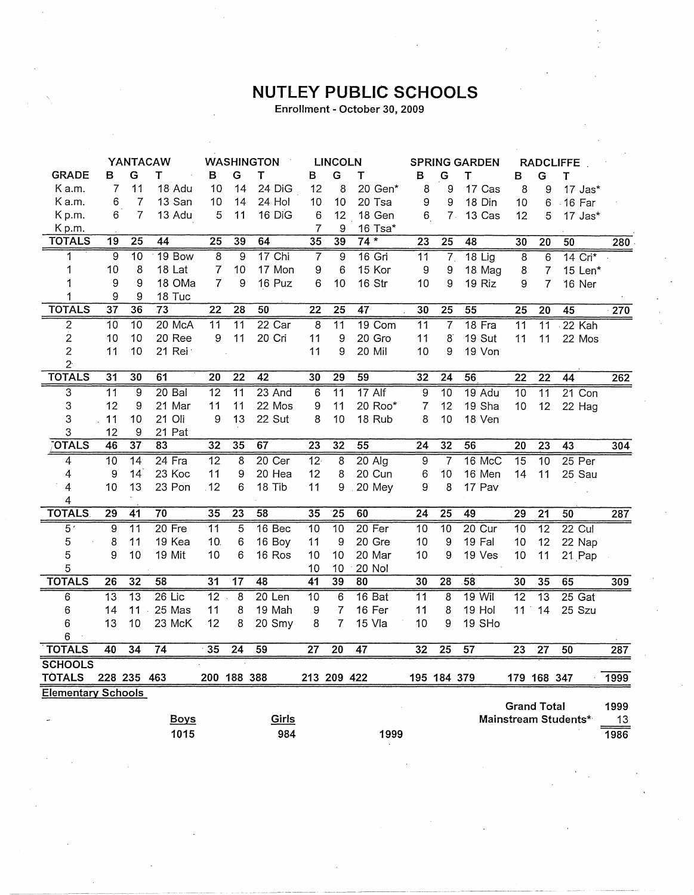# NUTLEY PUBLIC SCHOOLS

Enrollment - October 30, 2009

| | YANTACAW | | | WASHINGTON | | | LINCOLN | | | SPRING GARDEN | | | RADCLIFFE | | | |
|---|---|---|---|---|---|---|---|---|---|---|---|---|---|---|---|---|
| GRADE | B | G | T | B | G | T | B | G | T | B | G | T | B | G | T | |
| K a.m. | 7 | 11 | 18 Adu | 10 | 14 | 24 DiG | 12 | 8 | 20 Gen* | 8 | 9 | 17 Cas | 8 | 9 | 17 Jas* | |
| K a.m. | 6 | 7 | 13 San | 10 | 14 | 24 Hol | 10 | 10 | 20 Tsa | 9 | 9 | 18 Din | 10 | 6 | 16 Far | |
| K p.m. | 6 | 7 | 13 Adu | 5 | 11 | 16 DiG | 6 | 12 | 18 Gen | 6 | 7 | 13 Cas | 12 | 5 | 17 Jas* | |
| K p.m. | | | | | | | 7 | 9 | 16 Tsa* | | | | | | | |
| TOTALS | 19 | 25 | 44 | 25 | 39 | 64 | 35 | 39 | 74 * | 23 | 25 | 48 | 30 | 20 | 50 | 280 |
| 1 | 9 | 10 | 19 Bow | 8 | 9 | 17 Chi | 7 | 9 | 16 Gri | 11 | 7 | 18 Lig | 8 | 6 | 14 Cri* | |
| 1 | 10 | 8 | 18 Lat | 7 | 10 | 17 Mon | 9 | 6 | 15 Kor | 9 | 9 | 18 Mag | 8 | 7 | 15 Len* | |
| 1 | 9 | 9 | 18 OMa | 7 | 9 | 16 Puz | 6 | 10 | 16 Str | 10 | 9 | 19 Riz | 9 | 7 | 16 Ner | |
| 1 | 9 | 9 | 18 Tuc | | | | | | | | | | | | | |
| TOTALS | 37 | 36 | 73 | 22 | 28 | 50 | 22 | 25 | 47 | 30 | 25 | 55 | 25 | 20 | 45 | 270 |
| 2 | 10 | 10 | 20 McA | 11 | 11 | 22 Car | 8 | 11 | 19 Com | 11 | 7 | 18 Fra | 11 | 11 | 22 Kah | |
| 2 | 10 | 10 | 20 Ree | 9 | 11 | 20 Cri | 11 | 9 | 20 Gro | 11 | 8 | 19 Sut | 11 | 11 | 22 Mos | |
| 2 | 11 | 10 | 21 Rei | | | | 11 | 9 | 20 Mil | 10 | 9 | 19 Von | | | | |
| 2 | | | | | | | | | | | | | | | | |
| TOTALS | 31 | 30 | 61 | 20 | 22 | 42 | 30 | 29 | 59 | 32 | 24 | 56 | 22 | 22 | 44 | 262 |
| 3 | 11 | 9 | 20 Bal | 12 | 11 | 23 And | 6 | 11 | 17 Alf | 9 | 10 | 19 Adu | 10 | 11 | 21 Con | |
| 3 | 12 | 9 | 21 Mar | 11 | 11 | 22 Mos | 9 | 11 | 20 Roo* | 7 | 12 | 19 Sha | 10 | 12 | 22 Hag | |
| 3 | 11 | 10 | 21 Oli | 9 | 13 | 22 Sut | 8 | 10 | 18 Rub | 8 | 10 | 18 Ven | | | | |
| 3 | 12 | 9 | 21 Pat | | | | | | | | | | | | | |
| TOTALS | 46 | 37 | 83 | 32 | 35 | 67 | 23 | 32 | 55 | 24 | 32 | 56 | 20 | 23 | 43 | 304 |
| 4 | 10 | 14 | 24 Fra | 12 | 8 | 20 Cer | 12 | 8 | 20 Alg | 9 | 7 | 16 McC | 15 | 10 | 25 Per | |
| 4 | 9 | 14 | 23 Koc | 11 | 9 | 20 Hea | 12 | 8 | 20 Cun | 6 | 10 | 16 Men | 14 | 11 | 25 Sau | |
| 4 | 10 | 13 | 23 Pon | 12 | 6 | 18 Tib | 11 | 9 | 20 Mey | 9 | 8 | 17 Pav | | | | |
| 4 | | | | | | | | | | | | | | | | |
| TOTALS | 29 | 41 | 70 | 35 | 23 | 58 | 35 | 25 | 60 | 24 | 25 | 49 | 29 | 21 | 50 | 287 |
| 5 | 9 | 11 | 20 Fre | 11 | 5 | 16 Bec | 10 | 10 | 20 Fer | 10 | 10 | 20 Cur | 10 | 12 | 22 Cul | |
| 5 | 8 | 11 | 19 Kea | 10 | 6 | 16 Boy | 11 | 9 | 20 Gre | 10 | 9 | 19 Fal | 10 | 12 | 22 Nap | |
| 5 | 9 | 10 | 19 Mit | 10 | 6 | 16 Ros | 10 | 10 | 20 Mar | 10 | 9 | 19 Ves | 10 | 11 | 21 Pap | |
| 5 | | | | | | | 10 | 10 | 20 Nol | | | | | | | |
| TOTALS | 26 | 32 | 58 | 31 | 17 | 48 | 41 | 39 | 80 | 30 | 28 | 58 | 30 | 35 | 65 | 309 |
| 6 | 13 | 13 | 26 Lic | 12 | 8 | 20 Len | 10 | 6 | 16 Bat | 11 | 8 | 19 Wil | 12 | 13 | 25 Gat | |
| 6 | 14 | 11 | 25 Mas | 11 | 8 | 19 Mah | 9 | 7 | 16 Fer | 11 | 8 | 19 Hol | 11 | 14 | 25 Szu | |
| 6 | 13 | 10 | 23 McK | 12 | 8 | 20 Smy | 8 | 7 | 15 Vla | 10 | 9 | 19 SHo | | | | |
| 6 | | | | | | | | | | | | | | | | |
| TOTALS | 40 | 34 | 74 | 35 | 24 | 59 | 27 | 20 | 47 | 32 | 25 | 57 | 23 | 27 | 50 | 287 |
| SCHOOLS TOTALS | 228 | 235 | 463 | 200 | 188 | 388 | 213 | 209 | 422 | 195 | 184 | 379 | 179 | 168 | 347 | 1999 |

**Elementary Schools**

| | | | | |
|---|---|---|---|---|
| **Boys** | **Girls** | | Grand Total | 1999 |
| 1015 | 984 | 1999 | Mainstream Students* | 13 |
| | | | | 1986 |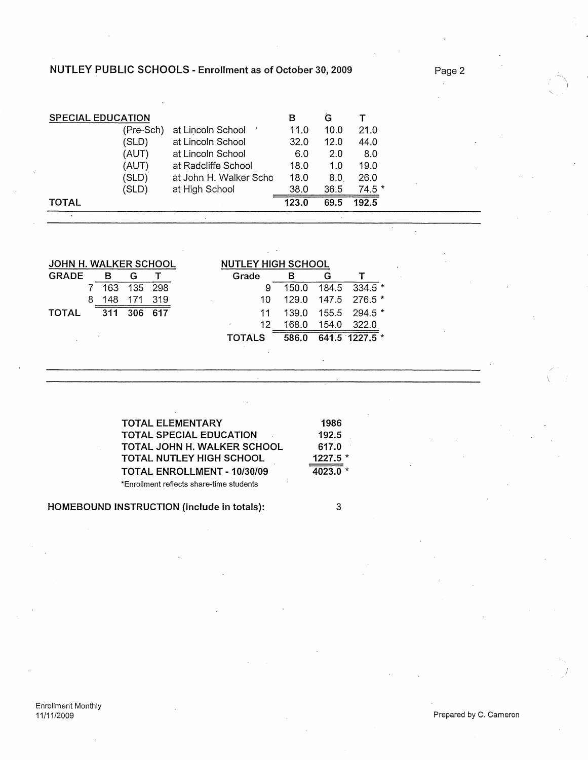## NUTLEY PUBLIC SCHOOLS - Enrollment as of October 30, 2009

| SPECIAL EDUCATION | | | B | G | T |
|---|---|---|---|---|---|
| | (Pre-Sch) | at Lincoln School | 11.0 | 10.0 | 21.0 |
| | (SLD) | at Lincoln School | 32.0 | 12.0 | 44.0 |
| | (AUT) | at Lincoln School | 6.0 | 2.0 | 8.0 |
| | (AUT) | at Radcliffe School | 18.0 | 1.0 | 19.0 |
| | (SLD) | at John H. Walker Scho | 18.0 | 8.0 | 26.0 |
| | (SLD) | at High School | 38.0 | 36.5 | 74.5 * |
| **TOTAL** | | | **123.0** | **69.5** | **192.5** |

**JOHN H. WALKER SCHOOL**

| GRADE | B | G | T |
|---|---|---|---|
| 7 | 163 | 135 | 298 |
| 8 | 148 | 171 | 319 |
| **TOTAL** | **311** | **306** | **617** |

**NUTLEY HIGH SCHOOL**

| Grade | B | G | T |
|---|---|---|---|
| 9 | 150.0 | 184.5 | 334.5 * |
| 10 | 129.0 | 147.5 | 276.5 * |
| 11 | 139.0 | 155.5 | 294.5 * |
| 12 | 168.0 | 154.0 | 322.0 |
| **TOTALS** | **586.0** | **641.5** | **1227.5 *** |

| | |
|---|---|
| **TOTAL ELEMENTARY** | **1986** |
| **TOTAL SPECIAL EDUCATION** | **192.5** |
| **TOTAL JOHN H. WALKER SCHOOL** | **617.0** |
| **TOTAL NUTLEY HIGH SCHOOL** | **1227.5 *** |
| **TOTAL ENROLLMENT - 10/30/09** | **4023.0 *** |

*Enrollment reflects share-time students

**HOMEBOUND INSTRUCTION (include in totals):** 3

Enrollment Monthly
11/11/2009

Prepared by C. Cameron